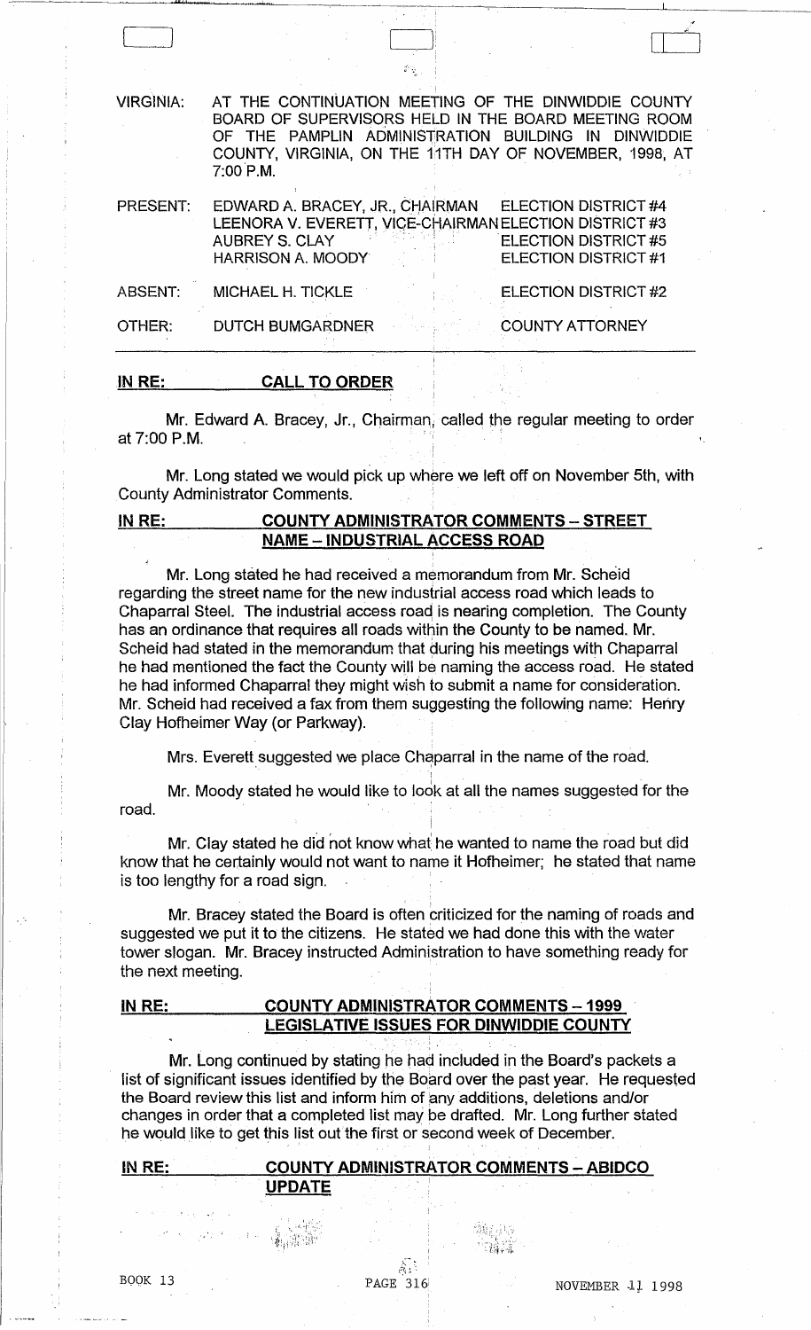VIRGINIA: AT THE CONTINUATION MEETING OF THE DINWIDDIE COUNTY BOARD OF SUPERVISORS HELD IN THE BOARD MEETING ROOM OF THE PAMPLIN ADMINISTRATION BUILDING IN DINWIDDIE COUNTY, VIRGINIA, ON THE 11TH DAY OF NOVEMBER, 1998, AT 7:00 P.M.

| | | |
|---|---|---|
| PRESENT: | EDWARD A. BRACEY, JR., CHAIRMAN | ELECTION DISTRICT #4 |
| | LEENORA V. EVERETT, VICE-CHAIRMAN | ELECTION DISTRICT #3 |
| | AUBREY S. CLAY | ELECTION DISTRICT #5 |
| | HARRISON A. MOODY | ELECTION DISTRICT #1 |
| ABSENT: | MICHAEL H. TICKLE | ELECTION DISTRICT #2 |
| OTHER: | DUTCH BUMGARDNER | COUNTY ATTORNEY |

**IN RE: CALL TO ORDER**

Mr. Edward A. Bracey, Jr., Chairman, called the regular meeting to order at 7:00 P.M.

Mr. Long stated we would pick up where we left off on November 5th, with County Administrator Comments.

**IN RE: COUNTY ADMINISTRATOR COMMENTS – STREET NAME – INDUSTRIAL ACCESS ROAD**

Mr. Long stated he had received a memorandum from Mr. Scheid regarding the street name for the new industrial access road which leads to Chaparral Steel. The industrial access road is nearing completion. The County has an ordinance that requires all roads within the County to be named. Mr. Scheid had stated in the memorandum that during his meetings with Chaparral he had mentioned the fact the County will be naming the access road. He stated he had informed Chaparral they might wish to submit a name for consideration. Mr. Scheid had received a fax from them suggesting the following name: Henry Clay Hofheimer Way (or Parkway).

Mrs. Everett suggested we place Chaparral in the name of the road.

Mr. Moody stated he would like to look at all the names suggested for the road.

Mr. Clay stated he did not know what he wanted to name the road but did know that he certainly would not want to name it Hofheimer; he stated that name is too lengthy for a road sign.

Mr. Bracey stated the Board is often criticized for the naming of roads and suggested we put it to the citizens. He stated we had done this with the water tower slogan. Mr. Bracey instructed Administration to have something ready for the next meeting.

**IN RE: COUNTY ADMINISTRATOR COMMENTS – 1999 LEGISLATIVE ISSUES FOR DINWIDDIE COUNTY**

Mr. Long continued by stating he had included in the Board's packets a list of significant issues identified by the Board over the past year. He requested the Board review this list and inform him of any additions, deletions and/or changes in order that a completed list may be drafted. Mr. Long further stated he would like to get this list out the first or second week of December.

**IN RE: COUNTY ADMINISTRATOR COMMENTS – ABIDCO UPDATE**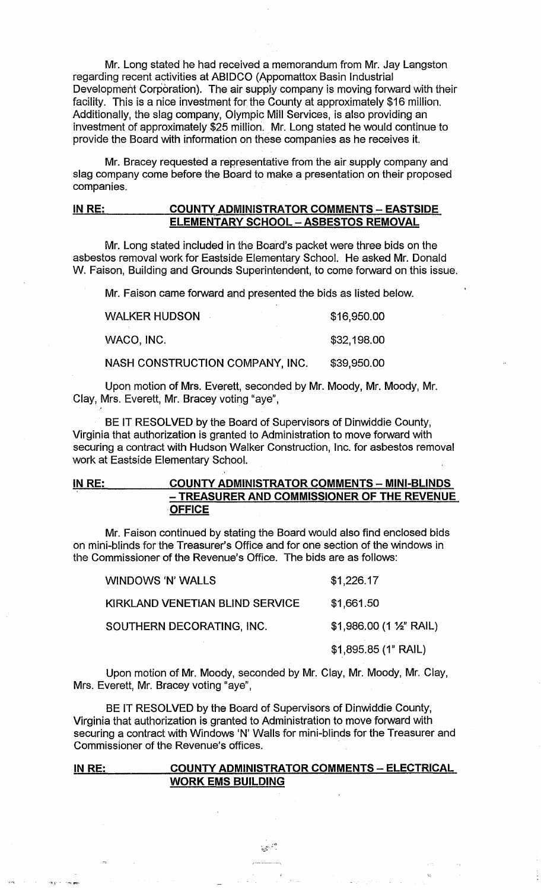Mr. Long stated he had received a memorandum from Mr. Jay Langston regarding recent activities at ABIDCO (Appomattox Basin Industrial Development Corporation). The air supply company is moving forward with their facility. This is a nice investment for the County at approximately $16 million. Additionally, the slag company, Olympic Mill Services, is also providing an investment of approximately $25 million. Mr. Long stated he would continue to provide the Board with information on these companies as he receives it.

Mr. Bracey requested a representative from the air supply company and slag company come before the Board to make a presentation on their proposed companies.

**IN RE: COUNTY ADMINISTRATOR COMMENTS – EASTSIDE ELEMENTARY SCHOOL – ASBESTOS REMOVAL**

Mr. Long stated included in the Board's packet were three bids on the asbestos removal work for Eastside Elementary School. He asked Mr. Donald W. Faison, Building and Grounds Superintendent, to come forward on this issue.

Mr. Faison came forward and presented the bids as listed below.

| | |
|---|---|
| WALKER HUDSON | $16,950.00 |
| WACO, INC. | $32,198.00 |
| NASH CONSTRUCTION COMPANY, INC. | $39,950.00 |

Upon motion of Mrs. Everett, seconded by Mr. Moody, Mr. Moody, Mr. Clay, Mrs. Everett, Mr. Bracey voting "aye",

BE IT RESOLVED by the Board of Supervisors of Dinwiddie County, Virginia that authorization is granted to Administration to move forward with securing a contract with Hudson Walker Construction, Inc. for asbestos removal work at Eastside Elementary School.

**IN RE: COUNTY ADMINISTRATOR COMMENTS – MINI-BLINDS – TREASURER AND COMMISSIONER OF THE REVENUE OFFICE**

Mr. Faison continued by stating the Board would also find enclosed bids on mini-blinds for the Treasurer's Office and for one section of the windows in the Commissioner of the Revenue's Office. The bids are as follows:

| | |
|---|---|
| WINDOWS 'N' WALLS | $1,226.17 |
| KIRKLAND VENETIAN BLIND SERVICE | $1,661.50 |
| SOUTHERN DECORATING, INC. | $1,986.00 (1 ½" RAIL) |
| | $1,895.85 (1" RAIL) |

Upon motion of Mr. Moody, seconded by Mr. Clay, Mr. Moody, Mr. Clay, Mrs. Everett, Mr. Bracey voting "aye",

BE IT RESOLVED by the Board of Supervisors of Dinwiddie County, Virginia that authorization is granted to Administration to move forward with securing a contract with Windows 'N' Walls for mini-blinds for the Treasurer and Commissioner of the Revenue's offices.

**IN RE: COUNTY ADMINISTRATOR COMMENTS – ELECTRICAL WORK EMS BUILDING**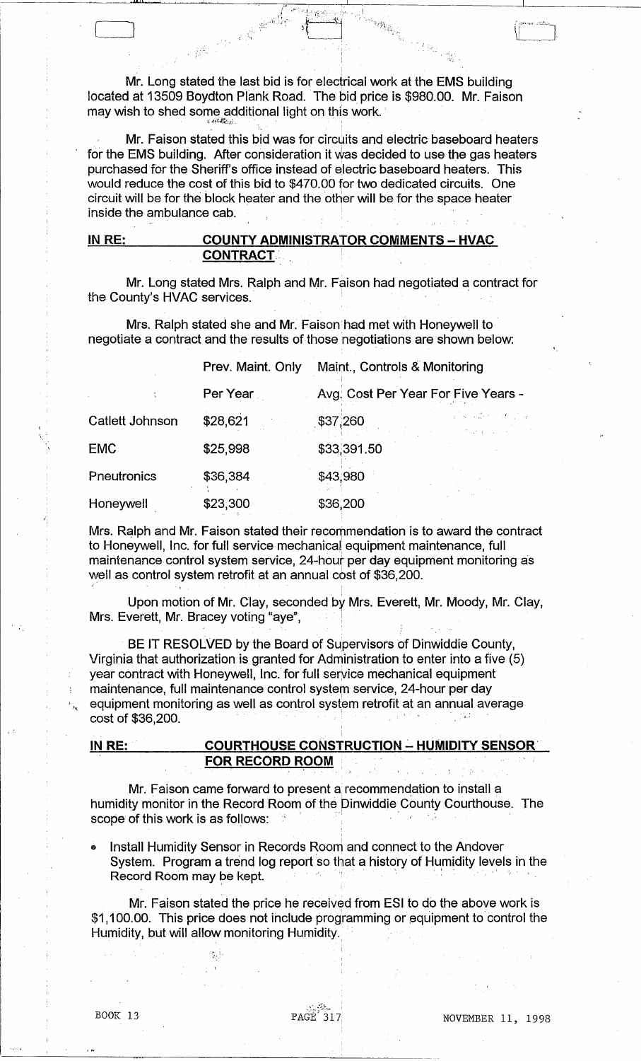Mr. Long stated the last bid is for electrical work at the EMS building located at 13509 Boydton Plank Road. The bid price is $980.00. Mr. Faison may wish to shed some additional light on this work.

Mr. Faison stated this bid was for circuits and electric baseboard heaters for the EMS building. After consideration it was decided to use the gas heaters purchased for the Sheriff's office instead of electric baseboard heaters. This would reduce the cost of this bid to $470.00 for two dedicated circuits. One circuit will be for the block heater and the other will be for the space heater inside the ambulance cab.

**IN RE: COUNTY ADMINISTRATOR COMMENTS – HVAC CONTRACT**

Mr. Long stated Mrs. Ralph and Mr. Faison had negotiated a contract for the County's HVAC services.

Mrs. Ralph stated she and Mr. Faison had met with Honeywell to negotiate a contract and the results of those negotiations are shown below:

| | Prev. Maint. Only | Maint., Controls & Monitoring |
|---|---|---|
| | Per Year | Avg. Cost Per Year For Five Years - |
| Catlett Johnson | $28,621 | $37,260 |
| EMC | $25,998 | $33,391.50 |
| Pneutronics | $36,384 | $43,980 |
| Honeywell | $23,300 | $36,200 |

Mrs. Ralph and Mr. Faison stated their recommendation is to award the contract to Honeywell, Inc. for full service mechanical equipment maintenance, full maintenance control system service, 24-hour per day equipment monitoring as well as control system retrofit at an annual cost of $36,200.

Upon motion of Mr. Clay, seconded by Mrs. Everett, Mr. Moody, Mr. Clay, Mrs. Everett, Mr. Bracey voting "aye",

BE IT RESOLVED by the Board of Supervisors of Dinwiddie County, Virginia that authorization is granted for Administration to enter into a five (5) year contract with Honeywell, Inc. for full service mechanical equipment maintenance, full maintenance control system service, 24-hour per day equipment monitoring as well as control system retrofit at an annual average cost of $36,200.

**IN RE: COURTHOUSE CONSTRUCTION – HUMIDITY SENSOR FOR RECORD ROOM**

Mr. Faison came forward to present a recommendation to install a humidity monitor in the Record Room of the Dinwiddie County Courthouse. The scope of this work is as follows:

- Install Humidity Sensor in Records Room and connect to the Andover System. Program a trend log report so that a history of Humidity levels in the Record Room may be kept.

Mr. Faison stated the price he received from ESI to do the above work is $1,100.00. This price does not include programming or equipment to control the Humidity, but will allow monitoring Humidity.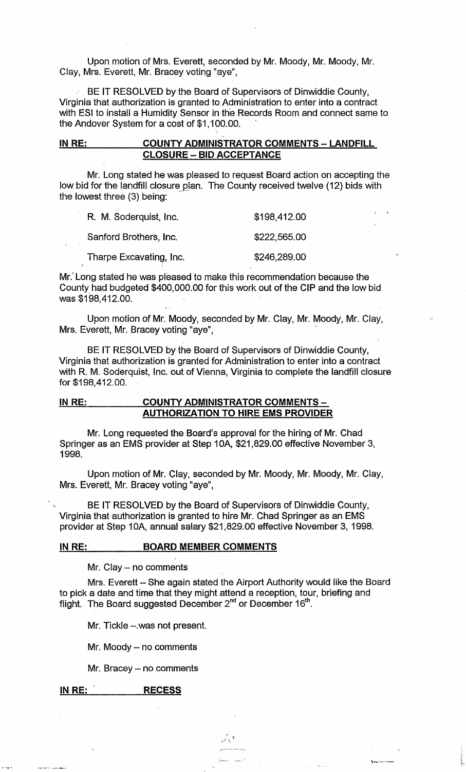Upon motion of Mrs. Everett, seconded by Mr. Moody, Mr. Moody, Mr. Clay, Mrs. Everett, Mr. Bracey voting "aye",

BE IT RESOLVED by the Board of Supervisors of Dinwiddie County, Virginia that authorization is granted to Administration to enter into a contract with ESI to install a Humidity Sensor in the Records Room and connect same to the Andover System for a cost of $1,100.00.

**IN RE: COUNTY ADMINISTRATOR COMMENTS – LANDFILL CLOSURE – BID ACCEPTANCE**

Mr. Long stated he was pleased to request Board action on accepting the low bid for the landfill closure plan. The County received twelve (12) bids with the lowest three (3) being:

| | |
|---|---|
| R. M. Soderquist, Inc. | $198,412.00 |
| Sanford Brothers, Inc. | $222,565.00 |
| Tharpe Excavating, Inc. | $246,289.00 |

Mr. Long stated he was pleased to make this recommendation because the County had budgeted $400,000.00 for this work out of the CIP and the low bid was $198,412.00.

Upon motion of Mr. Moody, seconded by Mr. Clay, Mr. Moody, Mr. Clay, Mrs. Everett, Mr. Bracey voting "aye",

BE IT RESOLVED by the Board of Supervisors of Dinwiddie County, Virginia that authorization is granted for Administration to enter into a contract with R. M. Soderquist, Inc. out of Vienna, Virginia to complete the landfill closure for $198,412.00.

**IN RE: COUNTY ADMINISTRATOR COMMENTS – AUTHORIZATION TO HIRE EMS PROVIDER**

Mr. Long requested the Board's approval for the hiring of Mr. Chad Springer as an EMS provider at Step 10A, $21,829.00 effective November 3, 1998.

Upon motion of Mr. Clay, seconded by Mr. Moody, Mr. Moody, Mr. Clay, Mrs. Everett, Mr. Bracey voting "aye",

BE IT RESOLVED by the Board of Supervisors of Dinwiddie County, Virginia that authorization is granted to hire Mr. Chad Springer as an EMS provider at Step 10A, annual salary $21,829.00 effective November 3, 1998.

**IN RE: BOARD MEMBER COMMENTS**

Mr. Clay – no comments

Mrs. Everett – She again stated the Airport Authority would like the Board to pick a date and time that they might attend a reception, tour, briefing and flight. The Board suggested December 2nd or December 16th.

Mr. Tickle – was not present.

Mr. Moody – no comments

Mr. Bracey – no comments

**IN RE: RECESS**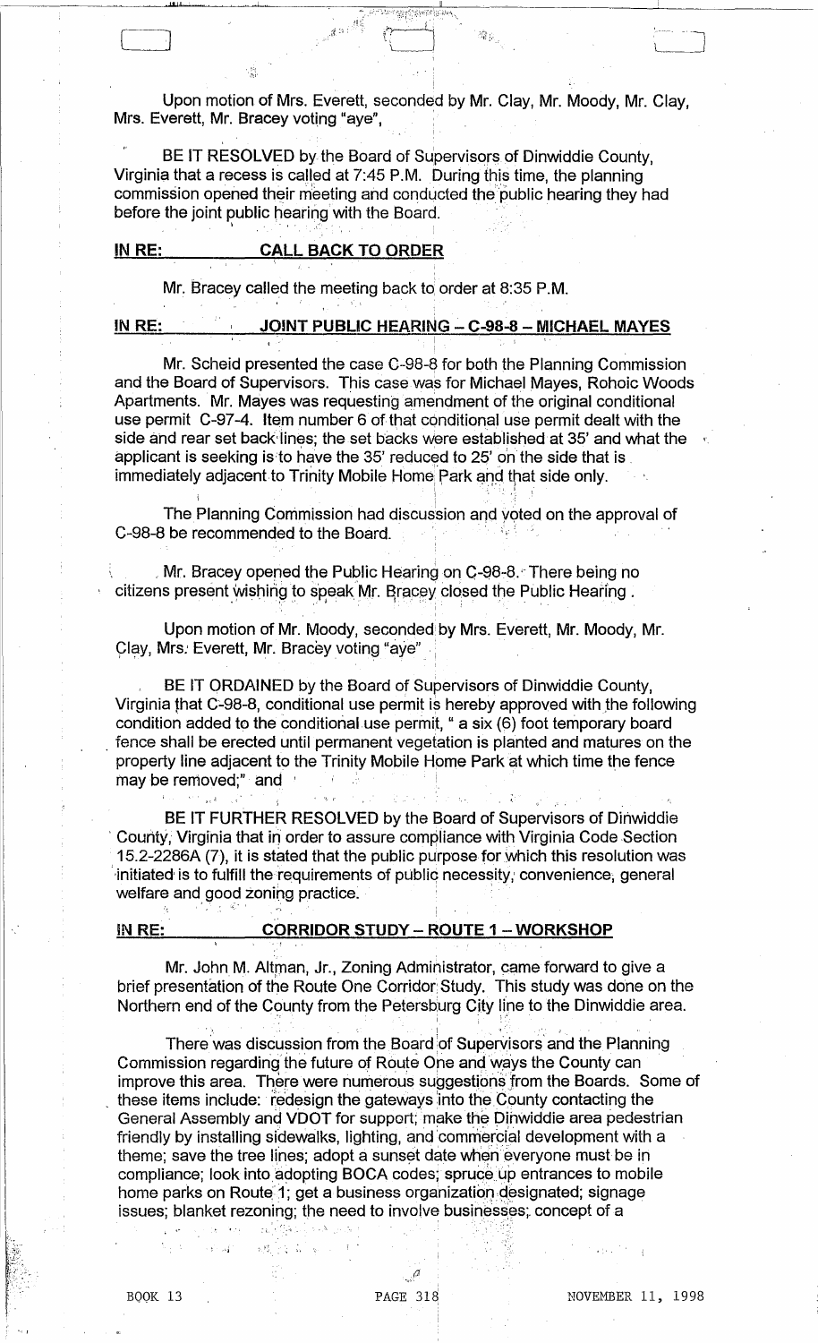Upon motion of Mrs. Everett, seconded by Mr. Clay, Mr. Moody, Mr. Clay, Mrs. Everett, Mr. Bracey voting "aye",

BE IT RESOLVED by the Board of Supervisors of Dinwiddie County, Virginia that a recess is called at 7:45 P.M. During this time, the planning commission opened their meeting and conducted the public hearing they had before the joint public hearing with the Board.

**IN RE: CALL BACK TO ORDER**

Mr. Bracey called the meeting back to order at 8:35 P.M.

**IN RE: JOINT PUBLIC HEARING – C-98-8 – MICHAEL MAYES**

Mr. Scheid presented the case C-98-8 for both the Planning Commission and the Board of Supervisors. This case was for Michael Mayes, Rohoic Woods Apartments. Mr. Mayes was requesting amendment of the original conditional use permit C-97-4. Item number 6 of that conditional use permit dealt with the side and rear set back lines; the set backs were established at 35' and what the applicant is seeking is to have the 35' reduced to 25' on the side that is immediately adjacent to Trinity Mobile Home Park and that side only.

The Planning Commission had discussion and voted on the approval of C-98-8 be recommended to the Board.

Mr. Bracey opened the Public Hearing on C-98-8. There being no citizens present wishing to speak Mr. Bracey closed the Public Hearing .

Upon motion of Mr. Moody, seconded by Mrs. Everett, Mr. Moody, Mr. Clay, Mrs. Everett, Mr. Bracey voting "aye"

BE IT ORDAINED by the Board of Supervisors of Dinwiddie County, Virginia that C-98-8, conditional use permit is hereby approved with the following condition added to the conditional use permit, " a six (6) foot temporary board fence shall be erected until permanent vegetation is planted and matures on the property line adjacent to the Trinity Mobile Home Park at which time the fence may be removed;" and

BE IT FURTHER RESOLVED by the Board of Supervisors of Dinwiddie County, Virginia that in order to assure compliance with Virginia Code Section 15.2-2286A (7), it is stated that the public purpose for which this resolution was initiated is to fulfill the requirements of public necessity, convenience, general welfare and good zoning practice.

**IN RE: CORRIDOR STUDY – ROUTE 1 – WORKSHOP**

Mr. John M. Altman, Jr., Zoning Administrator, came forward to give a brief presentation of the Route One Corridor Study. This study was done on the Northern end of the County from the Petersburg City line to the Dinwiddie area.

There was discussion from the Board of Supervisors and the Planning Commission regarding the future of Route One and ways the County can improve this area. There were numerous suggestions from the Boards. Some of these items include: redesign the gateways into the County contacting the General Assembly and VDOT for support; make the Dinwiddie area pedestrian friendly by installing sidewalks, lighting, and commercial development with a theme; save the tree lines; adopt a sunset date when everyone must be in compliance; look into adopting BOCA codes; spruce up entrances to mobile home parks on Route 1; get a business organization designated; signage issues; blanket rezoning; the need to involve businesses; concept of a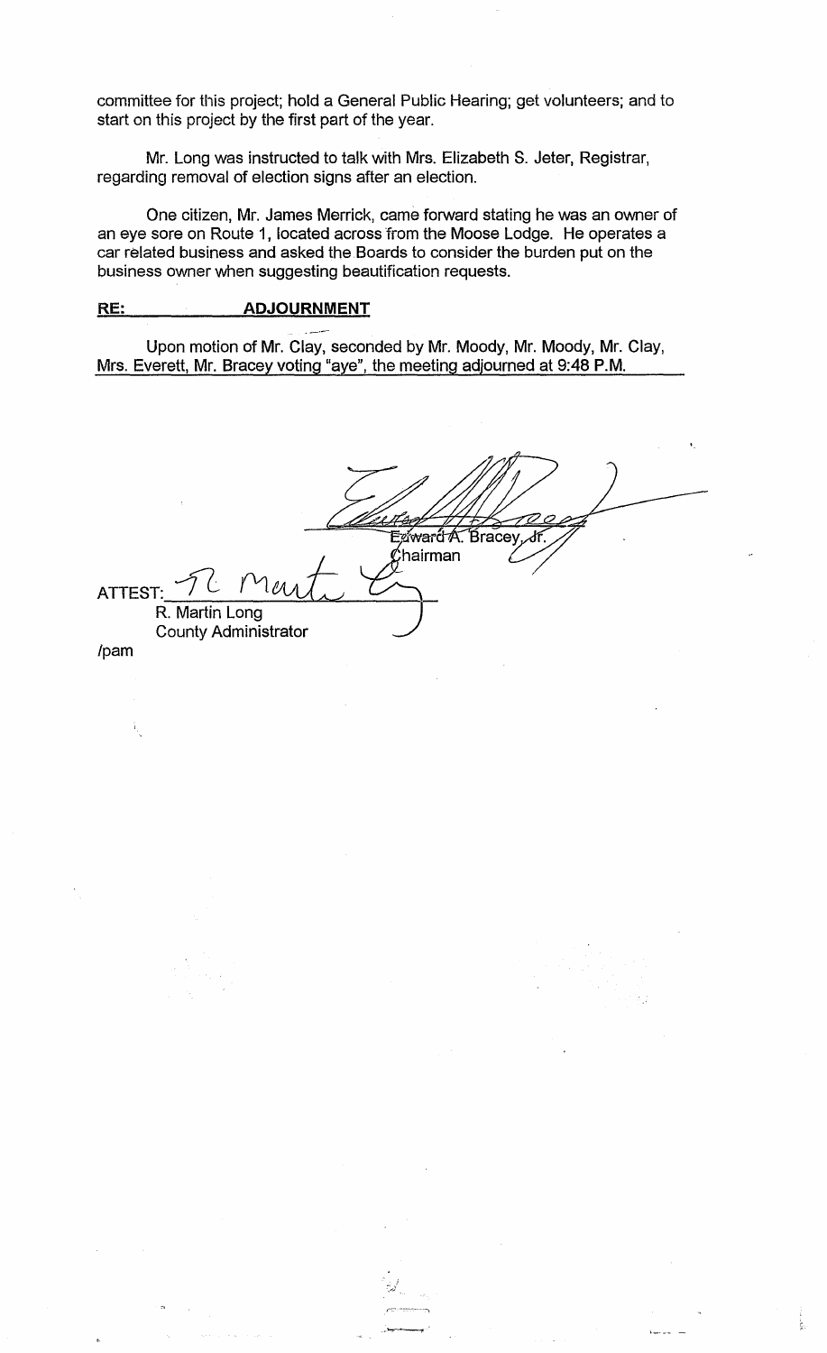committee for this project; hold a General Public Hearing; get volunteers; and to start on this project by the first part of the year.

Mr. Long was instructed to talk with Mrs. Elizabeth S. Jeter, Registrar, regarding removal of election signs after an election.

One citizen, Mr. James Merrick, came forward stating he was an owner of an eye sore on Route 1, located across from the Moose Lodge. He operates a car related business and asked the Boards to consider the burden put on the business owner when suggesting beautification requests.

**RE: ADJOURNMENT**

Upon motion of Mr. Clay, seconded by Mr. Moody, Mr. Moody, Mr. Clay, Mrs. Everett, Mr. Bracey voting "aye", the meeting adjourned at 9:48 P.M.

Edward A. Bracey, Jr.
Chairman

ATTEST:
R. Martin Long
County Administrator

/pam